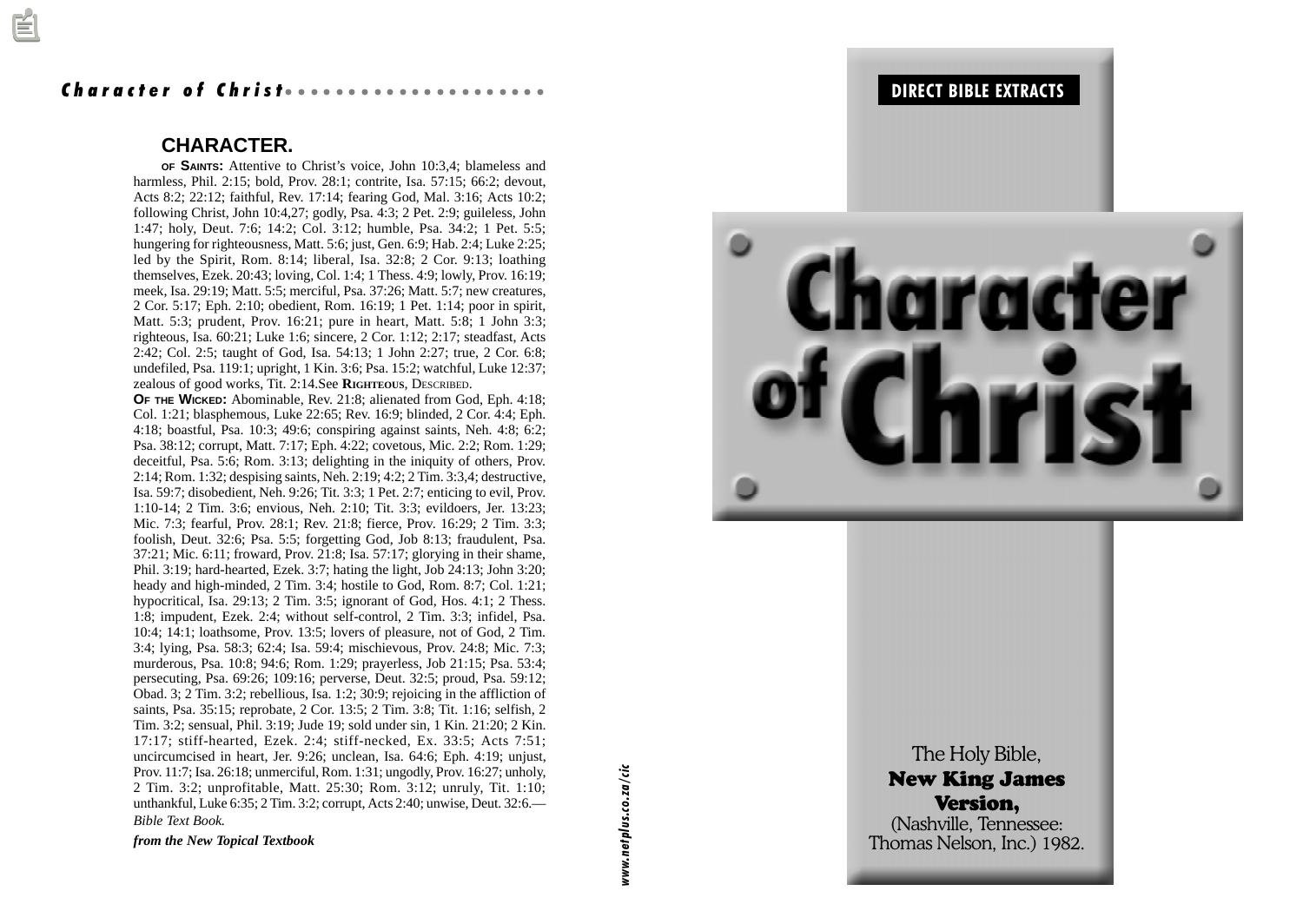## CHARACTER.

**OF SAINTS:** Attentive to Christ's voice, John 10:3,4; blameless and harmless, Phil. 2:15; bold, Prov. 28:1; contrite, Isa. 57:15; 66:2; devout, Acts 8:2; 22:12; faithful, Rev. 17:14; fearing God, Mal. 3:16; Acts 10:2; following Christ, John 10:4,27; godly, Psa. 4:3; 2 Pet. 2:9; guileless, John 1:47; holy, Deut. 7:6; 14:2; Col. 3:12; humble, Psa. 34:2; 1 Pet. 5:5; hungering for righteousness, Matt. 5:6; just, Gen. 6:9; Hab. 2:4; Luke 2:25; led by the Spirit, Rom. 8:14; liberal, Isa. 32:8; 2 Cor. 9:13; loathing themselves, Ezek. 20:43; loving, Col. 1:4; 1 Thess. 4:9; lowly, Prov. 16:19; meek, Isa. 29:19; Matt. 5:5; merciful, Psa. 37:26; Matt. 5:7; new creatures, 2 Cor. 5:17; Eph. 2:10; obedient, Rom. 16:19; 1 Pet. 1:14; poor in spirit, Matt. 5:3; prudent, Prov. 16:21; pure in heart, Matt. 5:8; 1 John 3:3; righteous, Isa. 60:21; Luke 1:6; sincere, 2 Cor. 1:12; 2:17; steadfast, Acts 2:42; Col. 2:5; taught of God, Isa. 54:13; 1 John 2:27; true, 2 Cor. 6:8; undefiled, Psa. 119:1; upright, 1 Kin. 3:6; Psa. 15:2; watchful, Luke 12:37; zealous of good works, Tit. 2:14.See **RIGHTEOUS**, DESCRIBED.

**OF THE WICKED:** Abominable, Rev. 21:8; alienated from God, Eph. 4:18; Col. 1:21; blasphemous, Luke 22:65; Rev. 16:9; blinded, 2 Cor. 4:4; Eph. 4:18; boastful, Psa. 10:3; 49:6; conspiring against saints, Neh. 4:8; 6:2; Psa. 38:12; corrupt, Matt. 7:17; Eph. 4:22; covetous, Mic. 2:2; Rom. 1:29; deceitful, Psa. 5:6; Rom. 3:13; delighting in the iniquity of others, Prov. 2:14; Rom. 1:32; despising saints, Neh. 2:19; 4:2; 2 Tim. 3:3,4; destructive, Isa. 59:7; disobedient, Neh. 9:26; Tit. 3:3; 1 Pet. 2:7; enticing to evil, Prov. 1:10-14; 2 Tim. 3:6; envious, Neh. 2:10; Tit. 3:3; evildoers, Jer. 13:23; Mic. 7:3; fearful, Prov. 28:1; Rev. 21:8; fierce, Prov. 16:29; 2 Tim. 3:3; foolish, Deut. 32:6; Psa. 5:5; forgetting God, Job 8:13; fraudulent, Psa. 37:21; Mic. 6:11; froward, Prov. 21:8; Isa. 57:17; glorying in their shame, Phil. 3:19; hard-hearted, Ezek. 3:7; hating the light, Job 24:13; John 3:20; heady and high-minded, 2 Tim. 3:4; hostile to God, Rom. 8:7; Col. 1:21; hypocritical, Isa. 29:13; 2 Tim. 3:5; ignorant of God, Hos. 4:1; 2 Thess. 1:8; impudent, Ezek. 2:4; without self-control, 2 Tim. 3:3; infidel, Psa. 10:4; 14:1; loathsome, Prov. 13:5; lovers of pleasure, not of God, 2 Tim. 3:4; lying, Psa. 58:3; 62:4; Isa. 59:4; mischievous, Prov. 24:8; Mic. 7:3; murderous, Psa. 10:8; 94:6; Rom. 1:29; prayerless, Job 21:15; Psa. 53:4; persecuting, Psa. 69:26; 109:16; perverse, Deut. 32:5; proud, Psa. 59:12; Obad. 3; 2 Tim. 3:2; rebellious, Isa. 1:2; 30:9; rejoicing in the affliction of saints, Psa. 35:15; reprobate, 2 Cor. 13:5; 2 Tim. 3:8; Tit. 1:16; selfish, 2 Tim. 3:2; sensual, Phil. 3:19; Jude 19; sold under sin, 1 Kin. 21:20; 2 Kin. 17:17; stiff-hearted, Ezek. 2:4; stiff-necked, Ex. 33:5; Acts 7:51; uncircumcised in heart, Jer. 9:26; unclean, Isa. 64:6; Eph. 4:19; unjust, Prov. 11:7; Isa. 26:18; unmerciful, Rom. 1:31; ungodly, Prov. 16:27; unholy, 2 Tim. 3:2; unprofitable, Matt. 25:30; Rom. 3:12; unruly, Tit. 1:10; unthankful, Luke 6:35; 2 Tim. 3:2; corrupt, Acts 2:40; unwise, Deut. 32:6.—*Bible Text Book.*

***from the New Topical Textbook***

www.netplus.co.za/cic

**DIRECT BIBLE EXTRACTS**

# Character of Christ

The Holy Bible, **New King James Version,** (Nashville, Tennessee: Thomas Nelson, Inc.) 1982.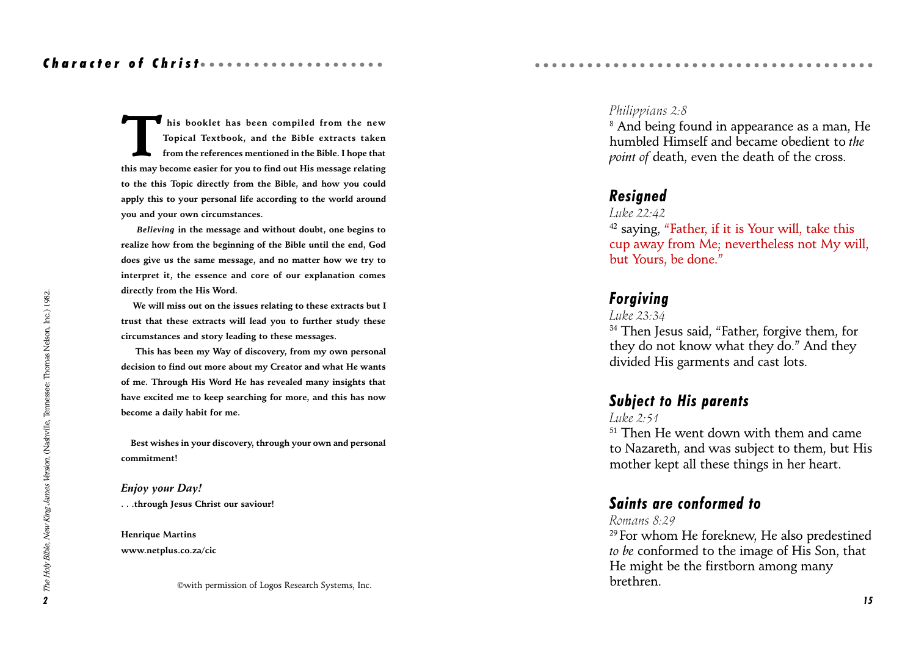This booklet has been compiled from the new Topical Textbook, and the Bible extracts taken from the references mentioned in the Bible. I hope that this may become easier for you to find out His message relating to the this Topic directly from the Bible, and how you could apply this to your personal life according to the world around you and your own circumstances.

*Believing* in the message and without doubt, one begins to realize how from the beginning of the Bible until the end, God does give us the same message, and no matter how we try to interpret it, the essence and core of our explanation comes directly from the His Word.

We will miss out on the issues relating to these extracts but I trust that these extracts will lead you to further study these circumstances and story leading to these messages.

This has been my Way of discovery, from my own personal decision to find out more about my Creator and what He wants of me. Through His Word He has revealed many insights that have excited me to keep searching for more, and this has now become a daily habit for me.

Best wishes in your discovery, through your own and personal commitment!

*Enjoy your Day!*

. . .through Jesus Christ our saviour!

**Henrique Martins**

**www.netplus.co.za/cic**

©with permission of Logos Research Systems, Inc.

*The Holy Bible, New King James Version*, (Nashville, Tennessee: Thomas Nelson, Inc.) 1982.

*Philippians 2:8*

[8] And being found in appearance as a man, He humbled Himself and became obedient to *the point of* death, even the death of the cross.

## Resigned

*Luke 22:42*

[42] saying, "Father, if it is Your will, take this cup away from Me; nevertheless not My will, but Yours, be done."

## Forgiving

*Luke 23:34*

[34] Then Jesus said, "Father, forgive them, for they do not know what they do." And they divided His garments and cast lots.

## Subject to His parents

*Luke 2:51*

[51] Then He went down with them and came to Nazareth, and was subject to them, but His mother kept all these things in her heart.

## Saints are conformed to

*Romans 8:29*

[29] For whom He foreknew, He also predestined *to be* conformed to the image of His Son, that He might be the firstborn among many brethren.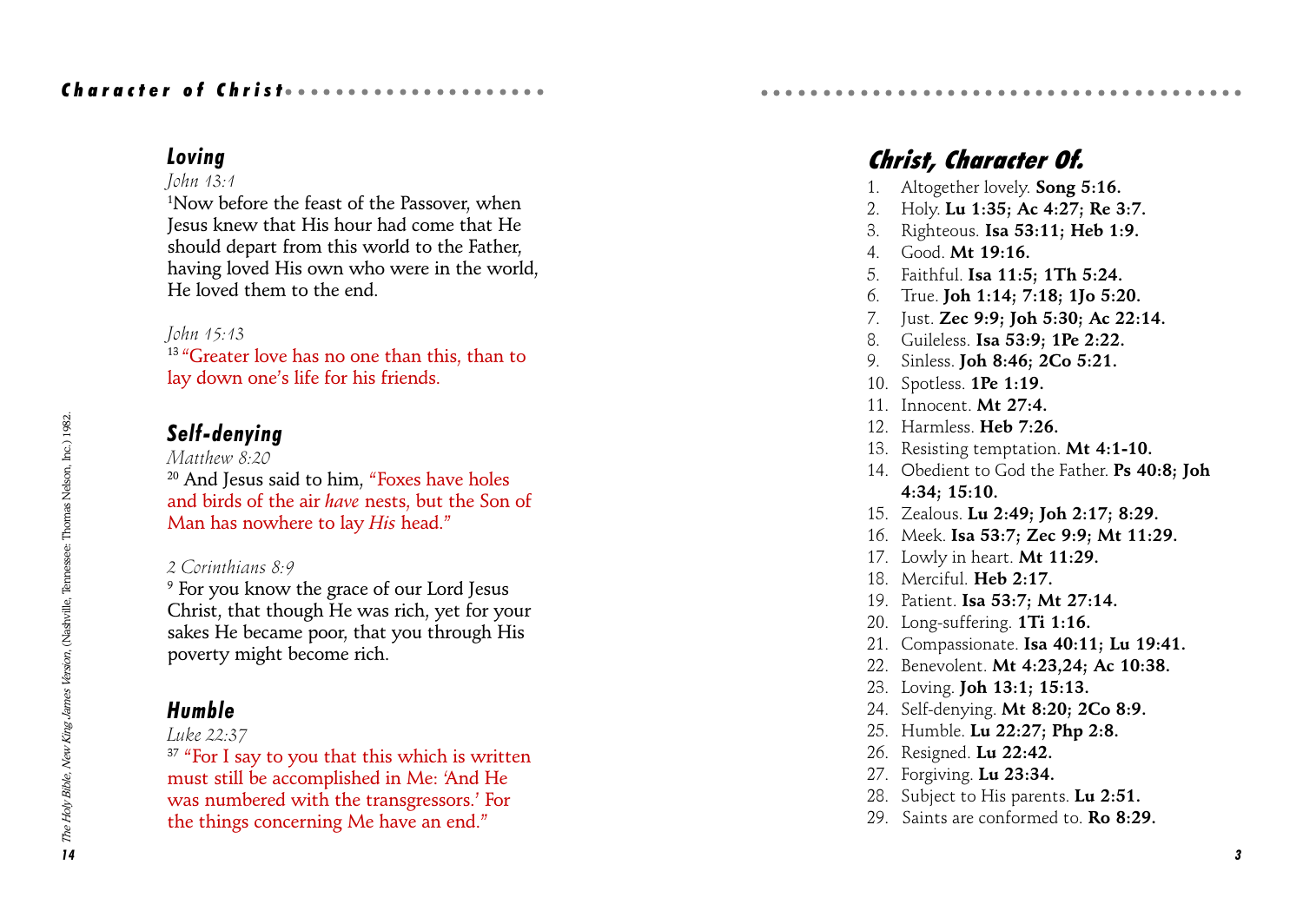## Loving

*John 13:1*

[1]Now before the feast of the Passover, when Jesus knew that His hour had come that He should depart from this world to the Father, having loved His own who were in the world, He loved them to the end.

*John 15:13*

[13] "Greater love has no one than this, than to lay down one's life for his friends.

## Self-denying

*Matthew 8:20*

[20] And Jesus said to him, "Foxes have holes and birds of the air *have* nests, but the Son of Man has nowhere to lay *His* head."

*2 Corinthians 8:9*

[9] For you know the grace of our Lord Jesus Christ, that though He was rich, yet for your sakes He became poor, that you through His poverty might become rich.

## Humble

*Luke 22:37*

[37] "For I say to you that this which is written must still be accomplished in Me: 'And He was numbered with the transgressors.' For the things concerning Me have an end."

*The Holy Bible, New King James Version*, (Nashville, Tennessee: Thomas Nelson, Inc.) 1982.

# Christ, Character Of.

1. Altogether lovely. **Song 5:16.**
2. Holy. **Lu 1:35; Ac 4:27; Re 3:7.**
3. Righteous. **Isa 53:11; Heb 1:9.**
4. Good. **Mt 19:16.**
5. Faithful. **Isa 11:5; 1Th 5:24.**
6. True. **Joh 1:14; 7:18; 1Jo 5:20.**
7. Just. **Zec 9:9; Joh 5:30; Ac 22:14.**
8. Guileless. **Isa 53:9; 1Pe 2:22.**
9. Sinless. **Joh 8:46; 2Co 5:21.**
10. Spotless. **1Pe 1:19.**
11. Innocent. **Mt 27:4.**
12. Harmless. **Heb 7:26.**
13. Resisting temptation. **Mt 4:1-10.**
14. Obedient to God the Father. **Ps 40:8; Joh 4:34; 15:10.**
15. Zealous. **Lu 2:49; Joh 2:17; 8:29.**
16. Meek. **Isa 53:7; Zec 9:9; Mt 11:29.**
17. Lowly in heart. **Mt 11:29.**
18. Merciful. **Heb 2:17.**
19. Patient. **Isa 53:7; Mt 27:14.**
20. Long-suffering. **1Ti 1:16.**
21. Compassionate. **Isa 40:11; Lu 19:41.**
22. Benevolent. **Mt 4:23,24; Ac 10:38.**
23. Loving. **Joh 13:1; 15:13.**
24. Self-denying. **Mt 8:20; 2Co 8:9.**
25. Humble. **Lu 22:27; Php 2:8.**
26. Resigned. **Lu 22:42.**
27. Forgiving. **Lu 23:34.**
28. Subject to His parents. **Lu 2:51.**
29. Saints are conformed to. **Ro 8:29.**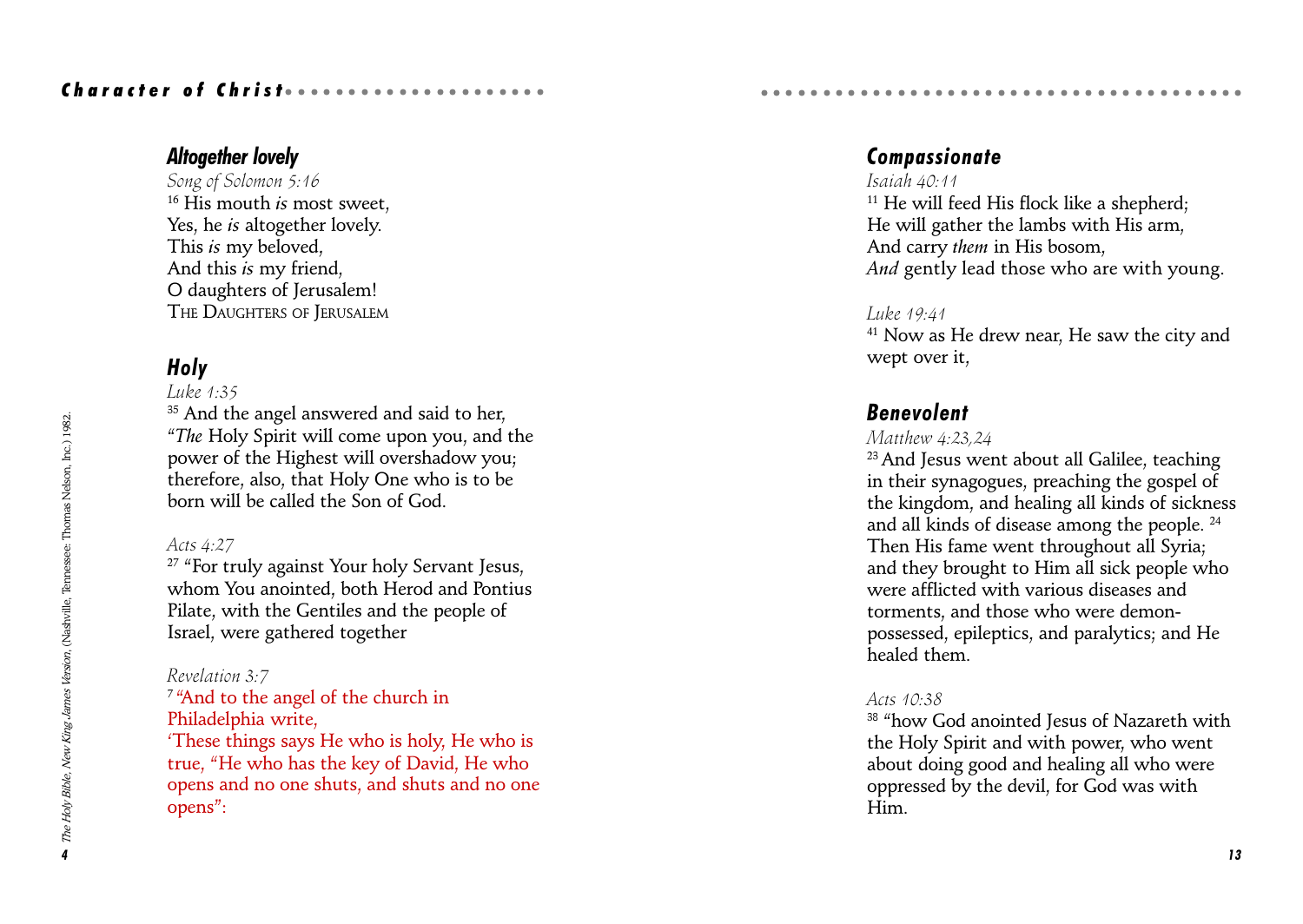### *Altogether lovely*

*Song of Solomon 5:16*

[16] His mouth *is* most sweet,
Yes, he *is* altogether lovely.
This *is* my beloved,
And this *is* my friend,
O daughters of Jerusalem!
THE DAUGHTERS OF JERUSALEM

### *Holy*

*Luke 1:35*

[35] And the angel answered and said to her, "*The* Holy Spirit will come upon you, and the power of the Highest will overshadow you; therefore, also, that Holy One who is to be born will be called the Son of God.

*Acts 4:27*

[27] "For truly against Your holy Servant Jesus, whom You anointed, both Herod and Pontius Pilate, with the Gentiles and the people of Israel, were gathered together

*Revelation 3:7*

[7] "And to the angel of the church in Philadelphia write,
'These things says He who is holy, He who is true, "He who has the key of David, He who opens and no one shuts, and shuts and no one opens":

### *Compassionate*

*Isaiah 40:11*

[11] He will feed His flock like a shepherd;
He will gather the lambs with His arm,
And carry *them* in His bosom,
*And* gently lead those who are with young.

*Luke 19:41*

[41] Now as He drew near, He saw the city and wept over it,

### *Benevolent*

*Matthew 4:23,24*

[23] And Jesus went about all Galilee, teaching in their synagogues, preaching the gospel of the kingdom, and healing all kinds of sickness and all kinds of disease among the people. [24] Then His fame went throughout all Syria; and they brought to Him all sick people who were afflicted with various diseases and torments, and those who were demon-possessed, epileptics, and paralytics; and He healed them.

*Acts 10:38*

[38] "how God anointed Jesus of Nazareth with the Holy Spirit and with power, who went about doing good and healing all who were oppressed by the devil, for God was with Him.

*The Holy Bible, New King James Version*, (Nashville, Tennessee: Thomas Nelson, Inc.) 1982.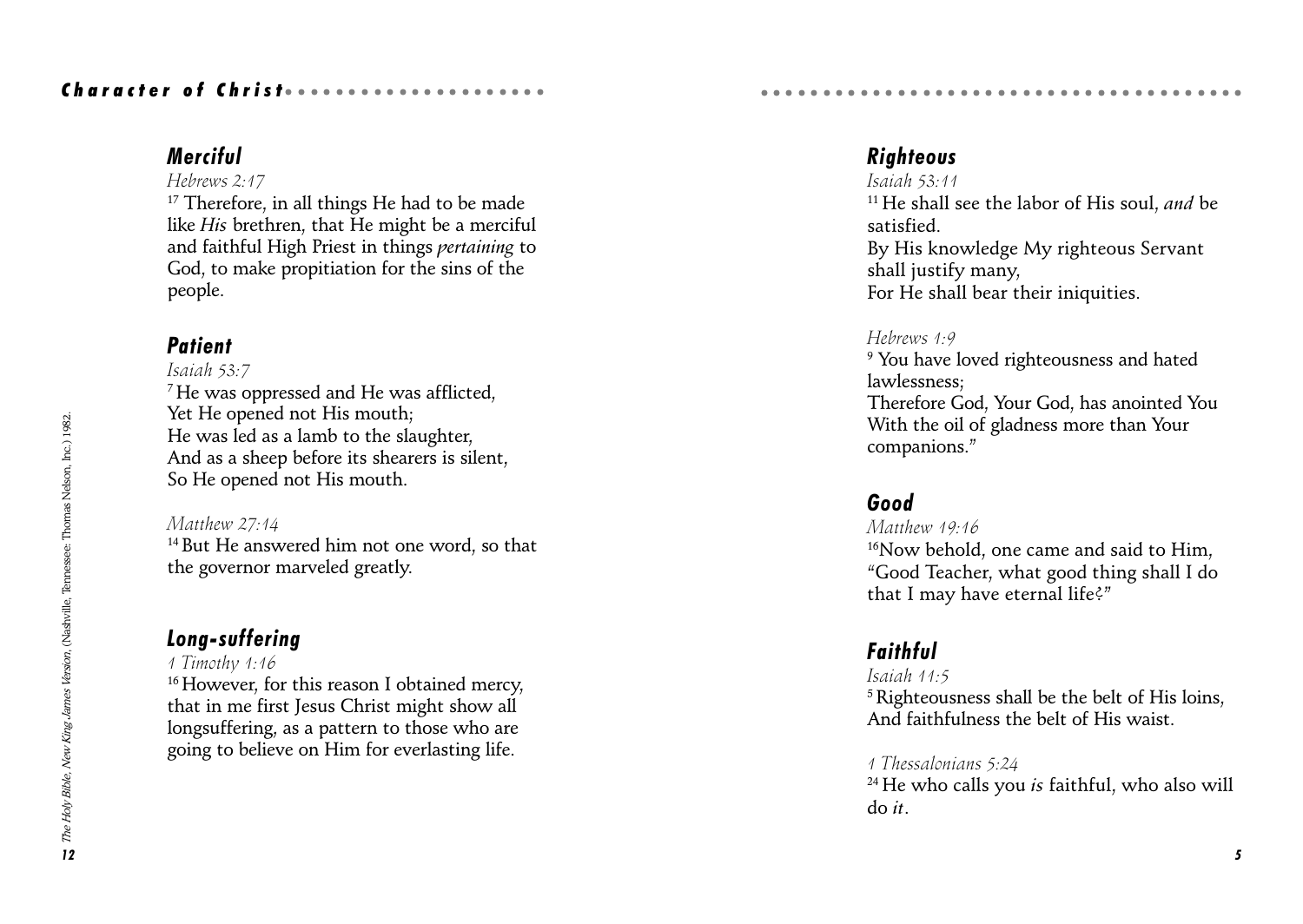## Merciful

*Hebrews 2:17*

[17] Therefore, in all things He had to be made like *His* brethren, that He might be a merciful and faithful High Priest in things *pertaining* to God, to make propitiation for the sins of the people.

## Patient

*Isaiah 53:7*

[7] He was oppressed and He was afflicted,
Yet He opened not His mouth;
He was led as a lamb to the slaughter,
And as a sheep before its shearers is silent,
So He opened not His mouth.

*Matthew 27:14*

[14] But He answered him not one word, so that the governor marveled greatly.

## Long-suffering

*1 Timothy 1:16*

[16] However, for this reason I obtained mercy, that in me first Jesus Christ might show all longsuffering, as a pattern to those who are going to believe on Him for everlasting life.

*The Holy Bible, New King James Version*, (Nashville, Tennessee: Thomas Nelson, Inc.) 1982.

## Righteous

*Isaiah 53:11*

[11] He shall see the labor of His soul, *and* be satisfied.
By His knowledge My righteous Servant shall justify many,
For He shall bear their iniquities.

*Hebrews 1:9*

[9] You have loved righteousness and hated lawlessness;
Therefore God, Your God, has anointed You
With the oil of gladness more than Your companions."

## Good

*Matthew 19:16*

[16] Now behold, one came and said to Him, "Good Teacher, what good thing shall I do that I may have eternal life?"

## Faithful

*Isaiah 11:5*

[5] Righteousness shall be the belt of His loins,
And faithfulness the belt of His waist.

*1 Thessalonians 5:24*

[24] He who calls you *is* faithful, who also will do *it*.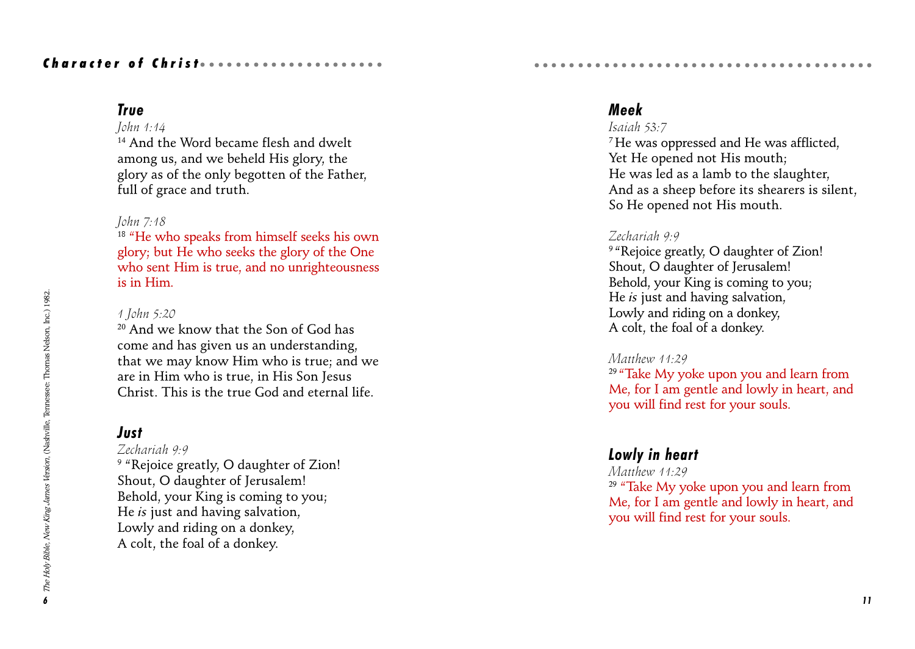## True

*John 1:14*

[14] And the Word became flesh and dwelt among us, and we beheld His glory, the glory as of the only begotten of the Father, full of grace and truth.

*John 7:18*

[18] "He who speaks from himself seeks his own glory; but He who seeks the glory of the One who sent Him is true, and no unrighteousness is in Him.

*1 John 5:20*

[20] And we know that the Son of God has come and has given us an understanding, that we may know Him who is true; and we are in Him who is true, in His Son Jesus Christ. This is the true God and eternal life.

## Just

*Zechariah 9:9*

[9] "Rejoice greatly, O daughter of Zion!
Shout, O daughter of Jerusalem!
Behold, your King is coming to you;
He *is* just and having salvation,
Lowly and riding on a donkey,
A colt, the foal of a donkey.

*The Holy Bible, New King James Version*, (Nashville, Tennessee: Thomas Nelson, Inc.) 1982.

## Meek

*Isaiah 53:7*

[7] He was oppressed and He was afflicted,
Yet He opened not His mouth;
He was led as a lamb to the slaughter,
And as a sheep before its shearers is silent,
So He opened not His mouth.

*Zechariah 9:9*

[9] "Rejoice greatly, O daughter of Zion!
Shout, O daughter of Jerusalem!
Behold, your King is coming to you;
He *is* just and having salvation,
Lowly and riding on a donkey,
A colt, the foal of a donkey.

*Matthew 11:29*

[29] "Take My yoke upon you and learn from Me, for I am gentle and lowly in heart, and you will find rest for your souls.

## Lowly in heart

*Matthew 11:29*

[29] "Take My yoke upon you and learn from Me, for I am gentle and lowly in heart, and you will find rest for your souls.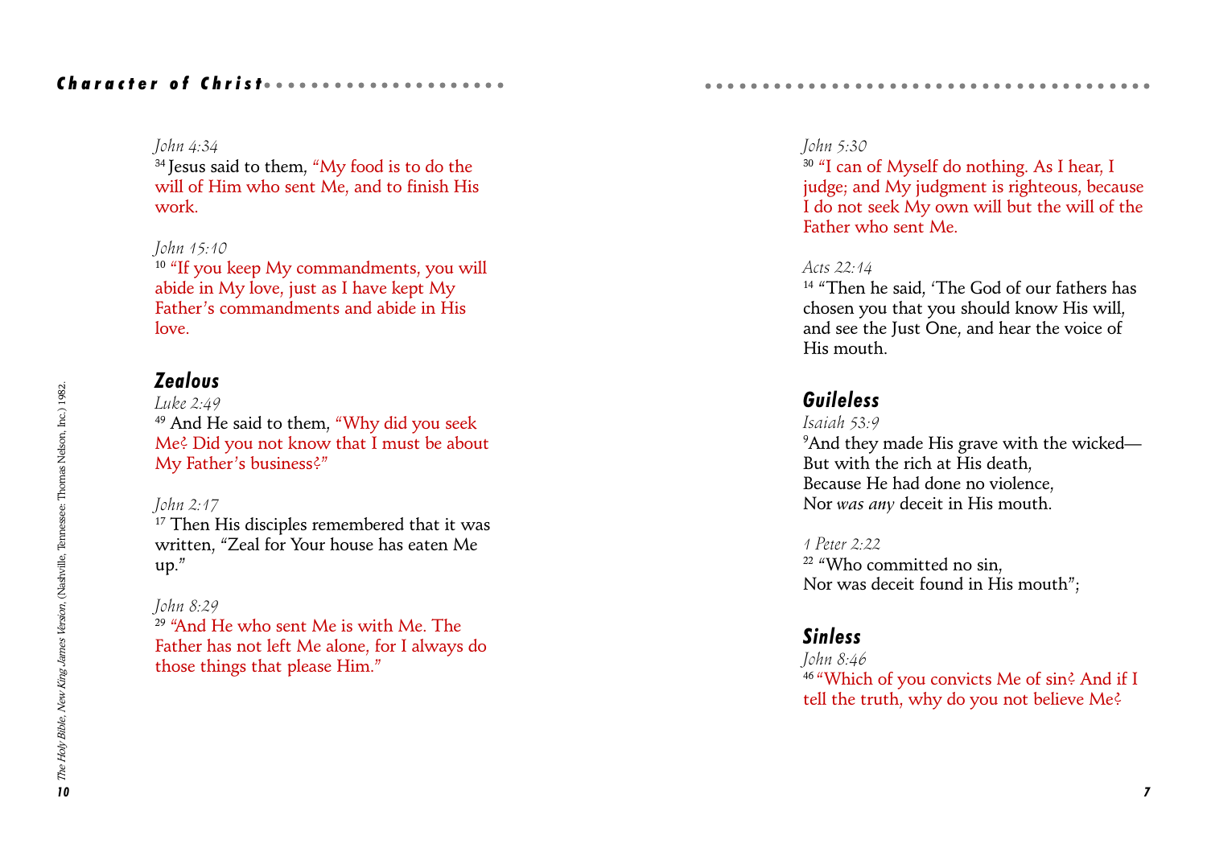*John 4:34*
[34] Jesus said to them, "My food is to do the will of Him who sent Me, and to finish His work.

*John 15:10*
[10] "If you keep My commandments, you will abide in My love, just as I have kept My Father's commandments and abide in His love.

## Zealous

*Luke 2:49*
[49] And He said to them, "Why did you seek Me? Did you not know that I must be about My Father's business?"

*John 2:17*
[17] Then His disciples remembered that it was written, "Zeal for Your house has eaten Me up."

*John 8:29*
[29] "And He who sent Me is with Me. The Father has not left Me alone, for I always do those things that please Him."

*John 5:30*
[30] "I can of Myself do nothing. As I hear, I judge; and My judgment is righteous, because I do not seek My own will but the will of the Father who sent Me.

*Acts 22:14*
[14] "Then he said, 'The God of our fathers has chosen you that you should know His will, and see the Just One, and hear the voice of His mouth.

## Guileless

*Isaiah 53:9*
[9] And they made His grave with the wicked—
But with the rich at His death,
Because He had done no violence,
Nor *was any* deceit in His mouth.

*1 Peter 2:22*
[22] "Who committed no sin,
Nor was deceit found in His mouth";

## Sinless

*John 8:46*
[46] "Which of you convicts Me of sin? And if I tell the truth, why do you not believe Me?

*The Holy Bible, New King James Version*, (Nashville, Tennessee: Thomas Nelson, Inc.) 1982.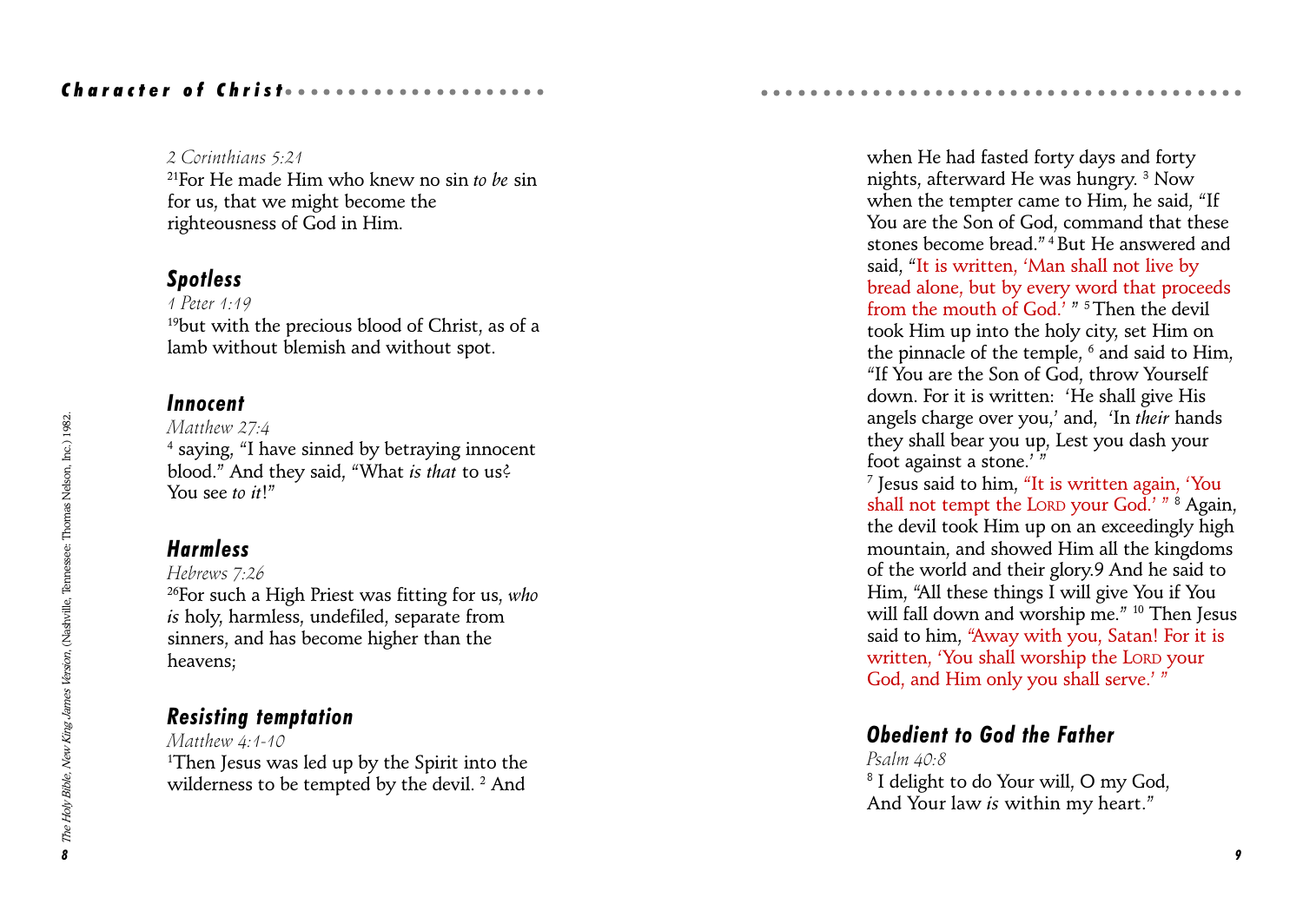*2 Corinthians 5:21*

[21]For He made Him who knew no sin *to be* sin for us, that we might become the righteousness of God in Him.

## Spotless

*1 Peter 1:19*

[19]but with the precious blood of Christ, as of a lamb without blemish and without spot.

## Innocent

*Matthew 27:4*

[4] saying, "I have sinned by betraying innocent blood." And they said, "What *is that* to us? You see *to it*!"

## Harmless

*Hebrews 7:26*

[26]For such a High Priest was fitting for us, *who is* holy, harmless, undefiled, separate from sinners, and has become higher than the heavens;

## Resisting temptation

*Matthew 4:1-10*

[1]Then Jesus was led up by the Spirit into the wilderness to be tempted by the devil. [2] And when He had fasted forty days and forty nights, afterward He was hungry. [3] Now when the tempter came to Him, he said, "If You are the Son of God, command that these stones become bread." [4] But He answered and said, "It is written, 'Man shall not live by bread alone, but by every word that proceeds from the mouth of God.' " [5] Then the devil took Him up into the holy city, set Him on the pinnacle of the temple, [6] and said to Him, "If You are the Son of God, throw Yourself down. For it is written: 'He shall give His angels charge over you,' and, 'In *their* hands they shall bear you up, Lest you dash your foot against a stone.' "

[7] Jesus said to him, "It is written again, 'You shall not tempt the LORD your God.' " [8] Again, the devil took Him up on an exceedingly high mountain, and showed Him all the kingdoms of the world and their glory.9 And he said to Him, "All these things I will give You if You will fall down and worship me." [10] Then Jesus said to him, "Away with you, Satan! For it is written, 'You shall worship the LORD your God, and Him only you shall serve.' "

## Obedient to God the Father

*Psalm 40:8*

[8] I delight to do Your will, O my God,
And Your law *is* within my heart."

*The Holy Bible, New King James Version*, (Nashville, Tennessee: Thomas Nelson, Inc.) 1982.